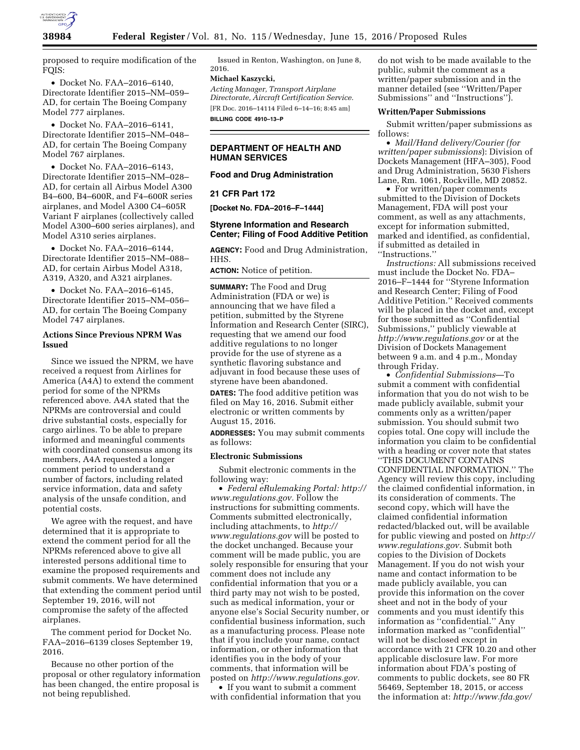proposed to require modification of the FQIS:

- Docket No. FAA–2016–6140, Directorate Identifier 2015–NM–059–AD, for certain The Boeing Company Model 777 airplanes.
- Docket No. FAA–2016–6141, Directorate Identifier 2015–NM–048–AD, for certain The Boeing Company Model 767 airplanes.
- Docket No. FAA–2016–6143, Directorate Identifier 2015–NM–028–AD, for certain all Airbus Model A300 B4–600, B4–600R, and F4–600R series airplanes, and Model A300 C4–605R Variant F airplanes (collectively called Model A300–600 series airplanes), and Model A310 series airplanes.
- Docket No. FAA–2016–6144, Directorate Identifier 2015–NM–088–AD, for certain Airbus Model A318, A319, A320, and A321 airplanes.
- Docket No. FAA–2016–6145, Directorate Identifier 2015–NM–056–AD, for certain The Boeing Company Model 747 airplanes.

### Actions Since Previous NPRM Was Issued

Since we issued the NPRM, we have received a request from Airlines for America (A4A) to extend the comment period for some of the NPRMs referenced above. A4A stated that the NPRMs are controversial and could drive substantial costs, especially for cargo airlines. To be able to prepare informed and meaningful comments with coordinated consensus among its members, A4A requested a longer comment period to understand a number of factors, including related service information, data and safety analysis of the unsafe condition, and potential costs.

We agree with the request, and have determined that it is appropriate to extend the comment period for all the NPRMs referenced above to give all interested persons additional time to examine the proposed requirements and submit comments. We have determined that extending the comment period until September 19, 2016, will not compromise the safety of the affected airplanes.

The comment period for Docket No. FAA–2016–6139 closes September 19, 2016.

Because no other portion of the proposal or other regulatory information has been changed, the entire proposal is not being republished.

Issued in Renton, Washington, on June 8, 2016.

**Michael Kaszycki,**

*Acting Manager, Transport Airplane Directorate, Aircraft Certification Service.*

[FR Doc. 2016–14114 Filed 6–14–16; 8:45 am]

**BILLING CODE 4910–13–P**

---

## DEPARTMENT OF HEALTH AND HUMAN SERVICES

### Food and Drug Administration

### 21 CFR Part 172

**[Docket No. FDA–2016–F–1444]**

### Styrene Information and Research Center; Filing of Food Additive Petition

**AGENCY:** Food and Drug Administration, HHS.

**ACTION:** Notice of petition.

**SUMMARY:** The Food and Drug Administration (FDA or we) is announcing that we have filed a petition, submitted by the Styrene Information and Research Center (SIRC), requesting that we amend our food additive regulations to no longer provide for the use of styrene as a synthetic flavoring substance and adjuvant in food because these uses of styrene have been abandoned.

**DATES:** The food additive petition was filed on May 16, 2016. Submit either electronic or written comments by August 15, 2016.

**ADDRESSES:** You may submit comments as follows:

#### Electronic Submissions

Submit electronic comments in the following way:

- *Federal eRulemaking Portal: http://www.regulations.gov.* Follow the instructions for submitting comments. Comments submitted electronically, including attachments, to *http://www.regulations.gov* will be posted to the docket unchanged. Because your comment will be made public, you are solely responsible for ensuring that your comment does not include any confidential information that you or a third party may not wish to be posted, such as medical information, your or anyone else's Social Security number, or confidential business information, such as a manufacturing process. Please note that if you include your name, contact information, or other information that identifies you in the body of your comments, that information will be posted on *http://www.regulations.gov.*
- If you want to submit a comment with confidential information that you do not wish to be made available to the public, submit the comment as a written/paper submission and in the manner detailed (see "Written/Paper Submissions" and "Instructions").

#### Written/Paper Submissions

Submit written/paper submissions as follows:

- *Mail/Hand delivery/Courier (for written/paper submissions*): Division of Dockets Management (HFA–305), Food and Drug Administration, 5630 Fishers Lane, Rm. 1061, Rockville, MD 20852.
- For written/paper comments submitted to the Division of Dockets Management, FDA will post your comment, as well as any attachments, except for information submitted, marked and identified, as confidential, if submitted as detailed in "Instructions."

*Instructions:* All submissions received must include the Docket No. FDA–2016–F–1444 for "Styrene Information and Research Center; Filing of Food Additive Petition." Received comments will be placed in the docket and, except for those submitted as "Confidential Submissions," publicly viewable at *http://www.regulations.gov* or at the Division of Dockets Management between 9 a.m. and 4 p.m., Monday through Friday.

- *Confidential Submissions*—To submit a comment with confidential information that you do not wish to be made publicly available, submit your comments only as a written/paper submission. You should submit two copies total. One copy will include the information you claim to be confidential with a heading or cover note that states "THIS DOCUMENT CONTAINS CONFIDENTIAL INFORMATION." The Agency will review this copy, including the claimed confidential information, in its consideration of comments. The second copy, which will have the claimed confidential information redacted/blacked out, will be available for public viewing and posted on *http://www.regulations.gov.* Submit both copies to the Division of Dockets Management. If you do not wish your name and contact information to be made publicly available, you can provide this information on the cover sheet and not in the body of your comments and you must identify this information as "confidential." Any information marked as "confidential" will not be disclosed except in accordance with 21 CFR 10.20 and other applicable disclosure law. For more information about FDA's posting of comments to public dockets, see 80 FR 56469, September 18, 2015, or access the information at: *http://www.fda.gov/*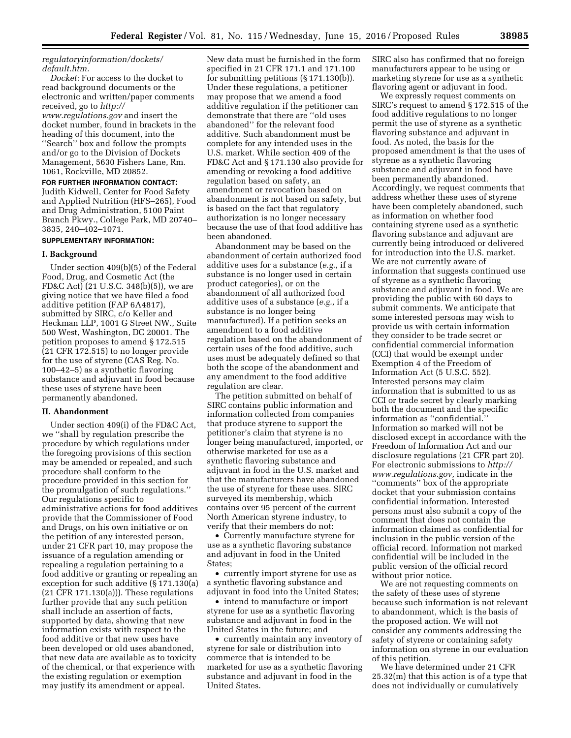*regulatoryinformation/dockets/default.htm.*

*Docket:* For access to the docket to read background documents or the electronic and written/paper comments received, go to *http://www.regulations.gov* and insert the docket number, found in brackets in the heading of this document, into the ''Search'' box and follow the prompts and/or go to the Division of Dockets Management, 5630 Fishers Lane, Rm. 1061, Rockville, MD 20852.

**FOR FURTHER INFORMATION CONTACT:** Judith Kidwell, Center for Food Safety and Applied Nutrition (HFS–265), Food and Drug Administration, 5100 Paint Branch Pkwy., College Park, MD 20740–3835, 240–402–1071.

**SUPPLEMENTARY INFORMATION:**

## I. Background

Under section 409(b)(5) of the Federal Food, Drug, and Cosmetic Act (the FD&C Act) (21 U.S.C. 348(b)(5)), we are giving notice that we have filed a food additive petition (FAP 6A4817), submitted by SIRC, c/o Keller and Heckman LLP, 1001 G Street NW., Suite 500 West, Washington, DC 20001. The petition proposes to amend § 172.515 (21 CFR 172.515) to no longer provide for the use of styrene (CAS Reg. No. 100–42–5) as a synthetic flavoring substance and adjuvant in food because these uses of styrene have been permanently abandoned.

## II. Abandonment

Under section 409(i) of the FD&C Act, we ''shall by regulation prescribe the procedure by which regulations under the foregoing provisions of this section may be amended or repealed, and such procedure shall conform to the procedure provided in this section for the promulgation of such regulations.'' Our regulations specific to administrative actions for food additives provide that the Commissioner of Food and Drugs, on his own initiative or on the petition of any interested person, under 21 CFR part 10, may propose the issuance of a regulation amending or repealing a regulation pertaining to a food additive or granting or repealing an exception for such additive (§ 171.130(a) (21 CFR 171.130(a))). These regulations further provide that any such petition shall include an assertion of facts, supported by data, showing that new information exists with respect to the food additive or that new uses have been developed or old uses abandoned, that new data are available as to toxicity of the chemical, or that experience with the existing regulation or exemption may justify its amendment or appeal. New data must be furnished in the form specified in 21 CFR 171.1 and 171.100 for submitting petitions (§ 171.130(b)). Under these regulations, a petitioner may propose that we amend a food additive regulation if the petitioner can demonstrate that there are ''old uses abandoned'' for the relevant food additive. Such abandonment must be complete for any intended uses in the U.S. market. While section 409 of the FD&C Act and § 171.130 also provide for amending or revoking a food additive regulation based on safety, an amendment or revocation based on abandonment is not based on safety, but is based on the fact that regulatory authorization is no longer necessary because the use of that food additive has been abandoned.

Abandonment may be based on the abandonment of certain authorized food additive uses for a substance (*e.g.,* if a substance is no longer used in certain product categories), or on the abandonment of all authorized food additive uses of a substance (*e.g.,* if a substance is no longer being manufactured). If a petition seeks an amendment to a food additive regulation based on the abandonment of certain uses of the food additive, such uses must be adequately defined so that both the scope of the abandonment and any amendment to the food additive regulation are clear.

The petition submitted on behalf of SIRC contains public information and information collected from companies that produce styrene to support the petitioner's claim that styrene is no longer being manufactured, imported, or otherwise marketed for use as a synthetic flavoring substance and adjuvant in food in the U.S. market and that the manufacturers have abandoned the use of styrene for these uses. SIRC surveyed its membership, which contains over 95 percent of the current North American styrene industry, to verify that their members do not:

- Currently manufacture styrene for use as a synthetic flavoring substance and adjuvant in food in the United States;
- currently import styrene for use as a synthetic flavoring substance and adjuvant in food into the United States;
- intend to manufacture or import styrene for use as a synthetic flavoring substance and adjuvant in food in the United States in the future; and
- currently maintain any inventory of styrene for sale or distribution into commerce that is intended to be marketed for use as a synthetic flavoring substance and adjuvant in food in the United States.

SIRC also has confirmed that no foreign manufacturers appear to be using or marketing styrene for use as a synthetic flavoring agent or adjuvant in food.

We expressly request comments on SIRC's request to amend § 172.515 of the food additive regulations to no longer permit the use of styrene as a synthetic flavoring substance and adjuvant in food. As noted, the basis for the proposed amendment is that the uses of styrene as a synthetic flavoring substance and adjuvant in food have been permanently abandoned. Accordingly, we request comments that address whether these uses of styrene have been completely abandoned, such as information on whether food containing styrene used as a synthetic flavoring substance and adjuvant are currently being introduced or delivered for introduction into the U.S. market. We are not currently aware of information that suggests continued use of styrene as a synthetic flavoring substance and adjuvant in food. We are providing the public with 60 days to submit comments. We anticipate that some interested persons may wish to provide us with certain information they consider to be trade secret or confidential commercial information (CCI) that would be exempt under Exemption 4 of the Freedom of Information Act (5 U.S.C. 552). Interested persons may claim information that is submitted to us as CCI or trade secret by clearly marking both the document and the specific information as ''confidential.'' Information so marked will not be disclosed except in accordance with the Freedom of Information Act and our disclosure regulations (21 CFR part 20). For electronic submissions to *http://www.regulations.gov,* indicate in the ''comments'' box of the appropriate docket that your submission contains confidential information. Interested persons must also submit a copy of the comment that does not contain the information claimed as confidential for inclusion in the public version of the official record. Information not marked confidential will be included in the public version of the official record without prior notice.

We are not requesting comments on the safety of these uses of styrene because such information is not relevant to abandonment, which is the basis of the proposed action. We will not consider any comments addressing the safety of styrene or containing safety information on styrene in our evaluation of this petition.

We have determined under 21 CFR 25.32(m) that this action is of a type that does not individually or cumulatively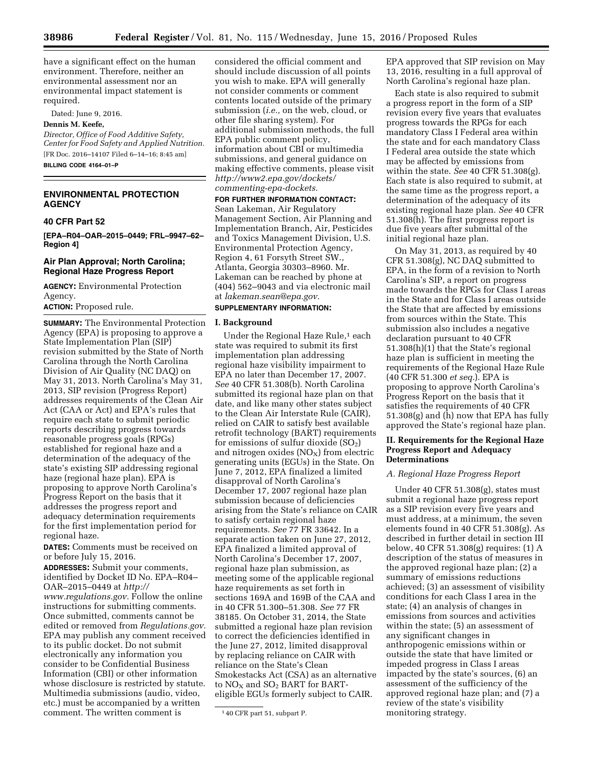have a significant effect on the human environment. Therefore, neither an environmental assessment nor an environmental impact statement is required.

Dated: June 9, 2016.

**Dennis M. Keefe,**

*Director, Office of Food Additive Safety, Center for Food Safety and Applied Nutrition.*

[FR Doc. 2016–14107 Filed 6–14–16; 8:45 am]

**BILLING CODE 4164–01–P**

## ENVIRONMENTAL PROTECTION AGENCY

### 40 CFR Part 52

**[EPA–R04–OAR–2015–0449; FRL–9947–62–Region 4]**

### Air Plan Approval; North Carolina; Regional Haze Progress Report

**AGENCY:** Environmental Protection Agency.

**ACTION:** Proposed rule.

**SUMMARY:** The Environmental Protection Agency (EPA) is proposing to approve a State Implementation Plan (SIP) revision submitted by the State of North Carolina through the North Carolina Division of Air Quality (NC DAQ) on May 31, 2013. North Carolina's May 31, 2013, SIP revision (Progress Report) addresses requirements of the Clean Air Act (CAA or Act) and EPA's rules that require each state to submit periodic reports describing progress towards reasonable progress goals (RPGs) established for regional haze and a determination of the adequacy of the state's existing SIP addressing regional haze (regional haze plan). EPA is proposing to approve North Carolina's Progress Report on the basis that it addresses the progress report and adequacy determination requirements for the first implementation period for regional haze.

**DATES:** Comments must be received on or before July 15, 2016.

**ADDRESSES:** Submit your comments, identified by Docket ID No. EPA–R04–OAR–2015–0449 at *http://www.regulations.gov.* Follow the online instructions for submitting comments. Once submitted, comments cannot be edited or removed from *Regulations.gov.* EPA may publish any comment received to its public docket. Do not submit electronically any information you consider to be Confidential Business Information (CBI) or other information whose disclosure is restricted by statute. Multimedia submissions (audio, video, etc.) must be accompanied by a written comment. The written comment is considered the official comment and should include discussion of all points you wish to make. EPA will generally not consider comments or comment contents located outside of the primary submission (*i.e.,* on the web, cloud, or other file sharing system). For additional submission methods, the full EPA public comment policy, information about CBI or multimedia submissions, and general guidance on making effective comments, please visit *http://www2.epa.gov/dockets/commenting-epa-dockets.*

**FOR FURTHER INFORMATION CONTACT:** Sean Lakeman, Air Regulatory Management Section, Air Planning and Implementation Branch, Air, Pesticides and Toxics Management Division, U.S. Environmental Protection Agency, Region 4, 61 Forsyth Street SW., Atlanta, Georgia 30303–8960. Mr. Lakeman can be reached by phone at (404) 562–9043 and via electronic mail at *lakeman.sean@epa.gov.*

**SUPPLEMENTARY INFORMATION:**

### I. Background

Under the Regional Haze Rule,[1] each state was required to submit its first implementation plan addressing regional haze visibility impairment to EPA no later than December 17, 2007. *See* 40 CFR 51.308(b). North Carolina submitted its regional haze plan on that date, and like many other states subject to the Clean Air Interstate Rule (CAIR), relied on CAIR to satisfy best available retrofit technology (BART) requirements for emissions of sulfur dioxide ($SO_2$) and nitrogen oxides ($NO_X$) from electric generating units (EGUs) in the State. On June 7, 2012, EPA finalized a limited disapproval of North Carolina's December 17, 2007 regional haze plan submission because of deficiencies arising from the State's reliance on CAIR to satisfy certain regional haze requirements. *See* 77 FR 33642. In a separate action taken on June 27, 2012, EPA finalized a limited approval of North Carolina's December 17, 2007, regional haze plan submission, as meeting some of the applicable regional haze requirements as set forth in sections 169A and 169B of the CAA and in 40 CFR 51.300–51.308. *See* 77 FR 38185. On October 31, 2014, the State submitted a regional haze plan revision to correct the deficiencies identified in the June 27, 2012, limited disapproval by replacing reliance on CAIR with reliance on the State's Clean Smokestacks Act (CSA) as an alternative to $NO_X$ and $SO_2$ BART for BART-eligible EGUs formerly subject to CAIR. EPA approved that SIP revision on May 13, 2016, resulting in a full approval of North Carolina's regional haze plan.

[1] 40 CFR part 51, subpart P.

Each state is also required to submit a progress report in the form of a SIP revision every five years that evaluates progress towards the RPGs for each mandatory Class I Federal area within the state and for each mandatory Class I Federal area outside the state which may be affected by emissions from within the state. *See* 40 CFR 51.308(g). Each state is also required to submit, at the same time as the progress report, a determination of the adequacy of its existing regional haze plan. *See* 40 CFR 51.308(h). The first progress report is due five years after submittal of the initial regional haze plan.

On May 31, 2013, as required by 40 CFR 51.308(g), NC DAQ submitted to EPA, in the form of a revision to North Carolina's SIP, a report on progress made towards the RPGs for Class I areas in the State and for Class I areas outside the State that are affected by emissions from sources within the State. This submission also includes a negative declaration pursuant to 40 CFR 51.308(h)(1) that the State's regional haze plan is sufficient in meeting the requirements of the Regional Haze Rule (40 CFR 51.300 *et seq.*). EPA is proposing to approve North Carolina's Progress Report on the basis that it satisfies the requirements of 40 CFR 51.308(g) and (h) now that EPA has fully approved the State's regional haze plan.

### II. Requirements for the Regional Haze Progress Report and Adequacy Determinations

#### *A. Regional Haze Progress Report*

Under 40 CFR 51.308(g), states must submit a regional haze progress report as a SIP revision every five years and must address, at a minimum, the seven elements found in 40 CFR 51.308(g). As described in further detail in section III below, 40 CFR 51.308(g) requires: (1) A description of the status of measures in the approved regional haze plan; (2) a summary of emissions reductions achieved; (3) an assessment of visibility conditions for each Class I area in the state; (4) an analysis of changes in emissions from sources and activities within the state; (5) an assessment of any significant changes in anthropogenic emissions within or outside the state that have limited or impeded progress in Class I areas impacted by the state's sources, (6) an assessment of the sufficiency of the approved regional haze plan; and (7) a review of the state's visibility monitoring strategy.